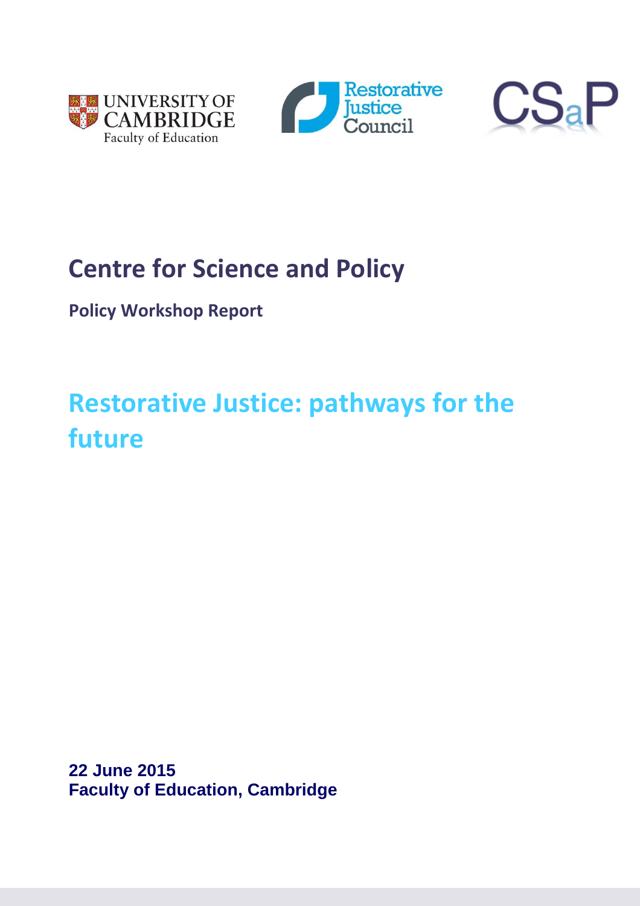UNIVERSITY OF CAMBRIDGE
Faculty of Education

Restorative Justice Council

CSaP

# Centre for Science and Policy

**Policy Workshop Report**

## Restorative Justice: pathways for the future

**22 June 2015**
**Faculty of Education, Cambridge**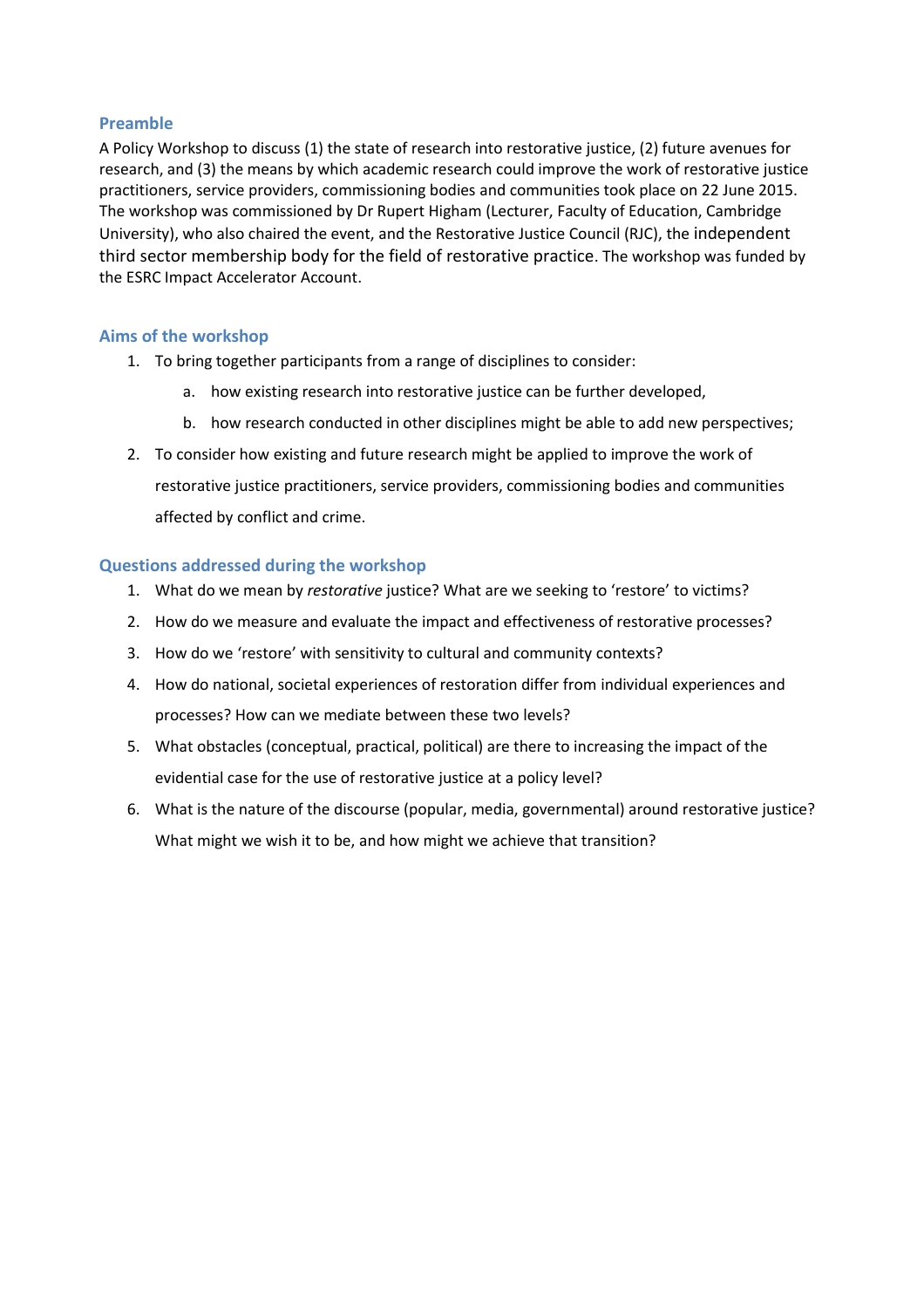## Preamble

A Policy Workshop to discuss (1) the state of research into restorative justice, (2) future avenues for research, and (3) the means by which academic research could improve the work of restorative justice practitioners, service providers, commissioning bodies and communities took place on 22 June 2015. The workshop was commissioned by Dr Rupert Higham (Lecturer, Faculty of Education, Cambridge University), who also chaired the event, and the Restorative Justice Council (RJC), the independent third sector membership body for the field of restorative practice. The workshop was funded by the ESRC Impact Accelerator Account.

## Aims of the workshop

1. To bring together participants from a range of disciplines to consider:
   a. how existing research into restorative justice can be further developed,
   b. how research conducted in other disciplines might be able to add new perspectives;
2. To consider how existing and future research might be applied to improve the work of restorative justice practitioners, service providers, commissioning bodies and communities affected by conflict and crime.

## Questions addressed during the workshop

1. What do we mean by *restorative* justice? What are we seeking to 'restore' to victims?
2. How do we measure and evaluate the impact and effectiveness of restorative processes?
3. How do we 'restore' with sensitivity to cultural and community contexts?
4. How do national, societal experiences of restoration differ from individual experiences and processes? How can we mediate between these two levels?
5. What obstacles (conceptual, practical, political) are there to increasing the impact of the evidential case for the use of restorative justice at a policy level?
6. What is the nature of the discourse (popular, media, governmental) around restorative justice? What might we wish it to be, and how might we achieve that transition?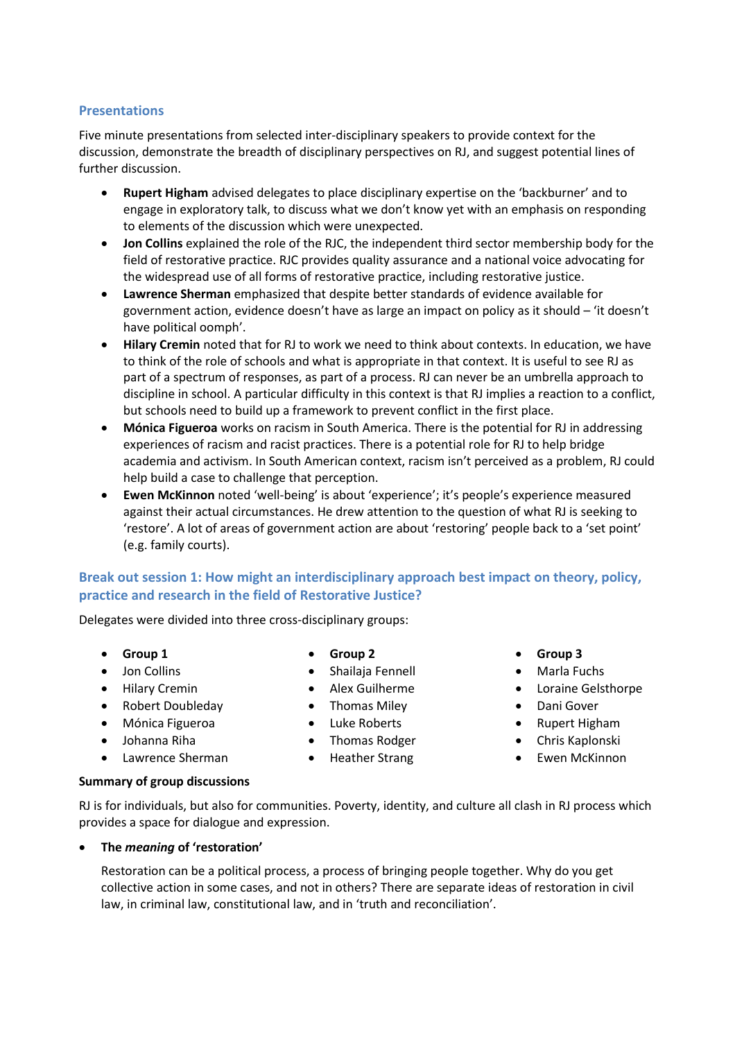## Presentations

Five minute presentations from selected inter-disciplinary speakers to provide context for the discussion, demonstrate the breadth of disciplinary perspectives on RJ, and suggest potential lines of further discussion.

- **Rupert Higham** advised delegates to place disciplinary expertise on the 'backburner' and to engage in exploratory talk, to discuss what we don't know yet with an emphasis on responding to elements of the discussion which were unexpected.
- **Jon Collins** explained the role of the RJC, the independent third sector membership body for the field of restorative practice. RJC provides quality assurance and a national voice advocating for the widespread use of all forms of restorative practice, including restorative justice.
- **Lawrence Sherman** emphasized that despite better standards of evidence available for government action, evidence doesn't have as large an impact on policy as it should – 'it doesn't have political oomph'.
- **Hilary Cremin** noted that for RJ to work we need to think about contexts. In education, we have to think of the role of schools and what is appropriate in that context. It is useful to see RJ as part of a spectrum of responses, as part of a process. RJ can never be an umbrella approach to discipline in school. A particular difficulty in this context is that RJ implies a reaction to a conflict, but schools need to build up a framework to prevent conflict in the first place.
- **Mónica Figueroa** works on racism in South America. There is the potential for RJ in addressing experiences of racism and racist practices. There is a potential role for RJ to help bridge academia and activism. In South American context, racism isn't perceived as a problem, RJ could help build a case to challenge that perception.
- **Ewen McKinnon** noted 'well-being' is about 'experience'; it's people's experience measured against their actual circumstances. He drew attention to the question of what RJ is seeking to 'restore'. A lot of areas of government action are about 'restoring' people back to a 'set point' (e.g. family courts).

## Break out session 1: How might an interdisciplinary approach best impact on theory, policy, practice and research in the field of Restorative Justice?

Delegates were divided into three cross-disciplinary groups:

- **Group 1**
- Jon Collins
- Hilary Cremin
- Robert Doubleday
- Mónica Figueroa
- Johanna Riha
- Lawrence Sherman

- **Group 2**
- Shailaja Fennell
- Alex Guilherme
- Thomas Miley
- Luke Roberts
- Thomas Rodger
- Heather Strang

- **Group 3**
- Marla Fuchs
- Loraine Gelsthorpe
- Dani Gover
- Rupert Higham
- Chris Kaplonski
- Ewen McKinnon

**Summary of group discussions**

RJ is for individuals, but also for communities. Poverty, identity, and culture all clash in RJ process which provides a space for dialogue and expression.

- **The *meaning* of 'restoration'**

  Restoration can be a political process, a process of bringing people together. Why do you get collective action in some cases, and not in others? There are separate ideas of restoration in civil law, in criminal law, constitutional law, and in 'truth and reconciliation'.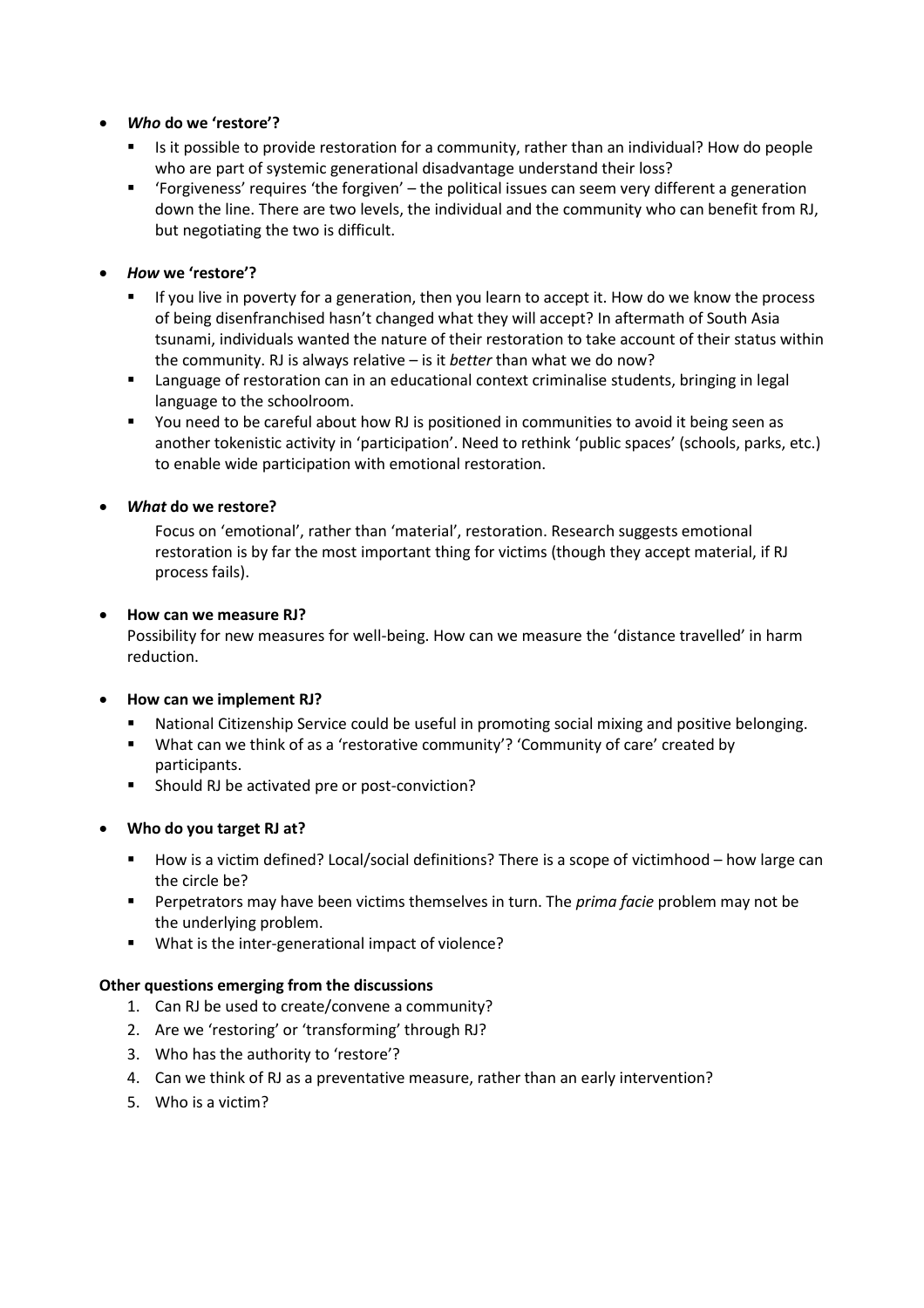- ***Who* do we 'restore'?**
  - Is it possible to provide restoration for a community, rather than an individual? How do people who are part of systemic generational disadvantage understand their loss?
  - 'Forgiveness' requires 'the forgiven' – the political issues can seem very different a generation down the line. There are two levels, the individual and the community who can benefit from RJ, but negotiating the two is difficult.

- ***How* we 'restore'?**
  - If you live in poverty for a generation, then you learn to accept it. How do we know the process of being disenfranchised hasn't changed what they will accept? In aftermath of South Asia tsunami, individuals wanted the nature of their restoration to take account of their status within the community. RJ is always relative – is it *better* than what we do now?
  - Language of restoration can in an educational context criminalise students, bringing in legal language to the schoolroom.
  - You need to be careful about how RJ is positioned in communities to avoid it being seen as another tokenistic activity in 'participation'. Need to rethink 'public spaces' (schools, parks, etc.) to enable wide participation with emotional restoration.

- ***What* do we restore?**

  Focus on 'emotional', rather than 'material', restoration. Research suggests emotional restoration is by far the most important thing for victims (though they accept material, if RJ process fails).

- **How can we measure RJ?**

  Possibility for new measures for well-being. How can we measure the 'distance travelled' in harm reduction.

- **How can we implement RJ?**
  - National Citizenship Service could be useful in promoting social mixing and positive belonging.
  - What can we think of as a 'restorative community'? 'Community of care' created by participants.
  - Should RJ be activated pre or post-conviction?

- **Who do you target RJ at?**
  - How is a victim defined? Local/social definitions? There is a scope of victimhood – how large can the circle be?
  - Perpetrators may have been victims themselves in turn. The *prima facie* problem may not be the underlying problem.
  - What is the inter-generational impact of violence?

**Other questions emerging from the discussions**

1. Can RJ be used to create/convene a community?
2. Are we 'restoring' or 'transforming' through RJ?
3. Who has the authority to 'restore'?
4. Can we think of RJ as a preventative measure, rather than an early intervention?
5. Who is a victim?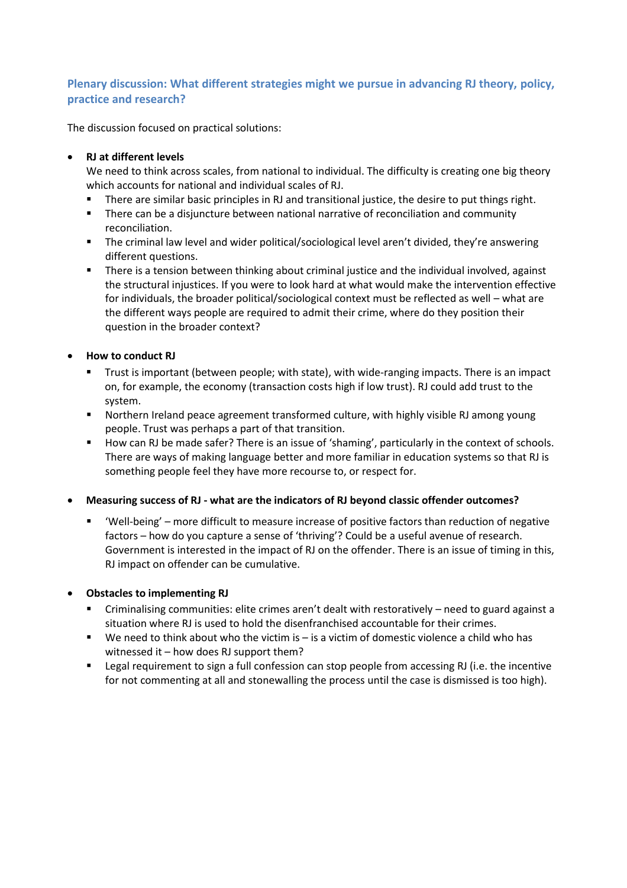### Plenary discussion: What different strategies might we pursue in advancing RJ theory, policy, practice and research?

The discussion focused on practical solutions:

- **RJ at different levels**
  We need to think across scales, from national to individual. The difficulty is creating one big theory which accounts for national and individual scales of RJ.
  - There are similar basic principles in RJ and transitional justice, the desire to put things right.
  - There can be a disjuncture between national narrative of reconciliation and community reconciliation.
  - The criminal law level and wider political/sociological level aren't divided, they're answering different questions.
  - There is a tension between thinking about criminal justice and the individual involved, against the structural injustices. If you were to look hard at what would make the intervention effective for individuals, the broader political/sociological context must be reflected as well – what are the different ways people are required to admit their crime, where do they position their question in the broader context?

- **How to conduct RJ**
  - Trust is important (between people; with state), with wide-ranging impacts. There is an impact on, for example, the economy (transaction costs high if low trust). RJ could add trust to the system.
  - Northern Ireland peace agreement transformed culture, with highly visible RJ among young people. Trust was perhaps a part of that transition.
  - How can RJ be made safer? There is an issue of 'shaming', particularly in the context of schools. There are ways of making language better and more familiar in education systems so that RJ is something people feel they have more recourse to, or respect for.

- **Measuring success of RJ - what are the indicators of RJ beyond classic offender outcomes?**
  - 'Well-being' – more difficult to measure increase of positive factors than reduction of negative factors – how do you capture a sense of 'thriving'? Could be a useful avenue of research. Government is interested in the impact of RJ on the offender. There is an issue of timing in this, RJ impact on offender can be cumulative.

- **Obstacles to implementing RJ**
  - Criminalising communities: elite crimes aren't dealt with restoratively – need to guard against a situation where RJ is used to hold the disenfranchised accountable for their crimes.
  - We need to think about who the victim is – is a victim of domestic violence a child who has witnessed it – how does RJ support them?
  - Legal requirement to sign a full confession can stop people from accessing RJ (i.e. the incentive for not commenting at all and stonewalling the process until the case is dismissed is too high).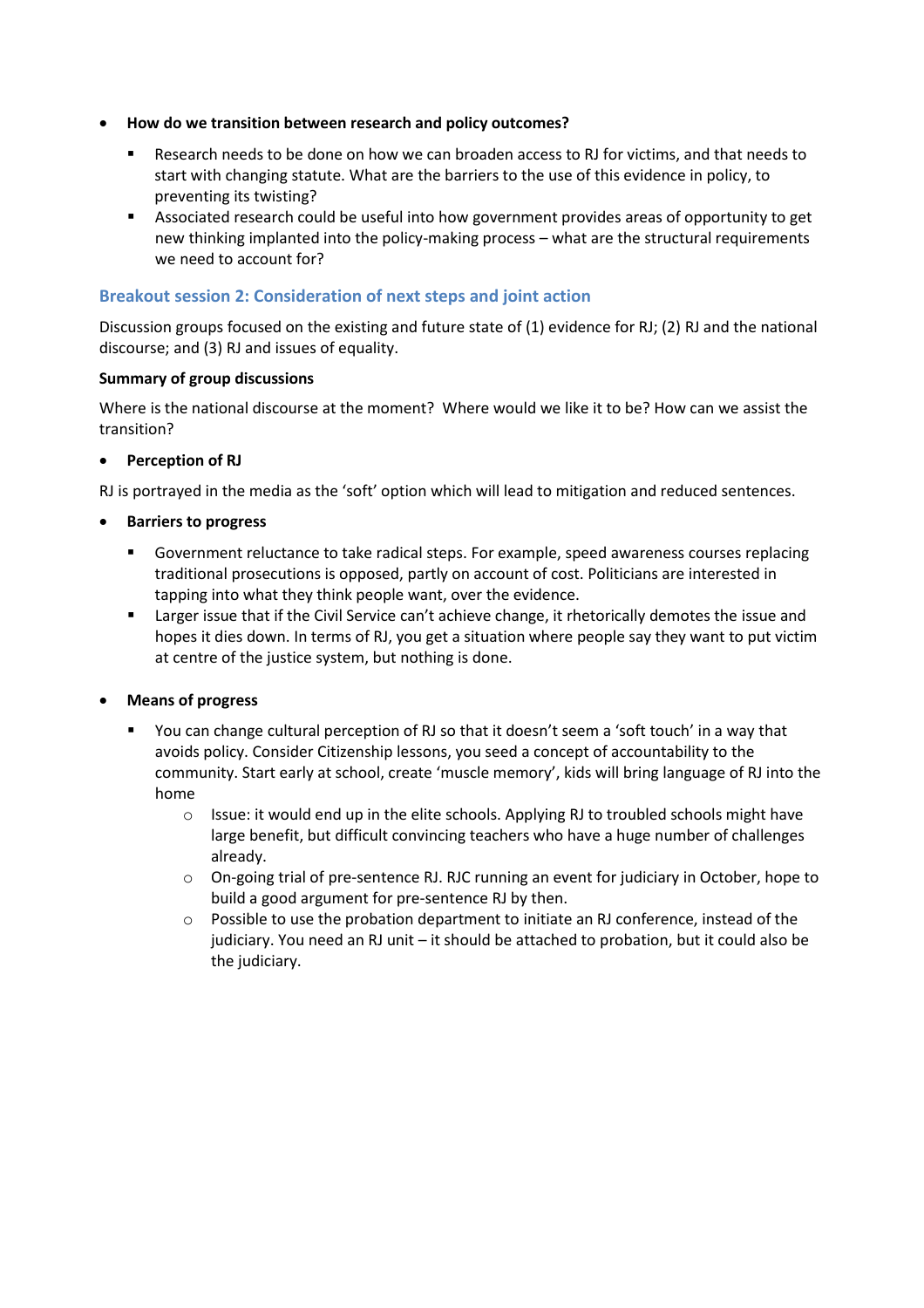- **How do we transition between research and policy outcomes?**
  - Research needs to be done on how we can broaden access to RJ for victims, and that needs to start with changing statute. What are the barriers to the use of this evidence in policy, to preventing its twisting?
  - Associated research could be useful into how government provides areas of opportunity to get new thinking implanted into the policy-making process – what are the structural requirements we need to account for?

## Breakout session 2: Consideration of next steps and joint action

Discussion groups focused on the existing and future state of (1) evidence for RJ; (2) RJ and the national discourse; and (3) RJ and issues of equality.

**Summary of group discussions**

Where is the national discourse at the moment? Where would we like it to be? How can we assist the transition?

- **Perception of RJ**

RJ is portrayed in the media as the 'soft' option which will lead to mitigation and reduced sentences.

- **Barriers to progress**
  - Government reluctance to take radical steps. For example, speed awareness courses replacing traditional prosecutions is opposed, partly on account of cost. Politicians are interested in tapping into what they think people want, over the evidence.
  - Larger issue that if the Civil Service can't achieve change, it rhetorically demotes the issue and hopes it dies down. In terms of RJ, you get a situation where people say they want to put victim at centre of the justice system, but nothing is done.

- **Means of progress**
  - You can change cultural perception of RJ so that it doesn't seem a 'soft touch' in a way that avoids policy. Consider Citizenship lessons, you seed a concept of accountability to the community. Start early at school, create 'muscle memory', kids will bring language of RJ into the home
    - Issue: it would end up in the elite schools. Applying RJ to troubled schools might have large benefit, but difficult convincing teachers who have a huge number of challenges already.
    - On-going trial of pre-sentence RJ. RJC running an event for judiciary in October, hope to build a good argument for pre-sentence RJ by then.
    - Possible to use the probation department to initiate an RJ conference, instead of the judiciary. You need an RJ unit – it should be attached to probation, but it could also be the judiciary.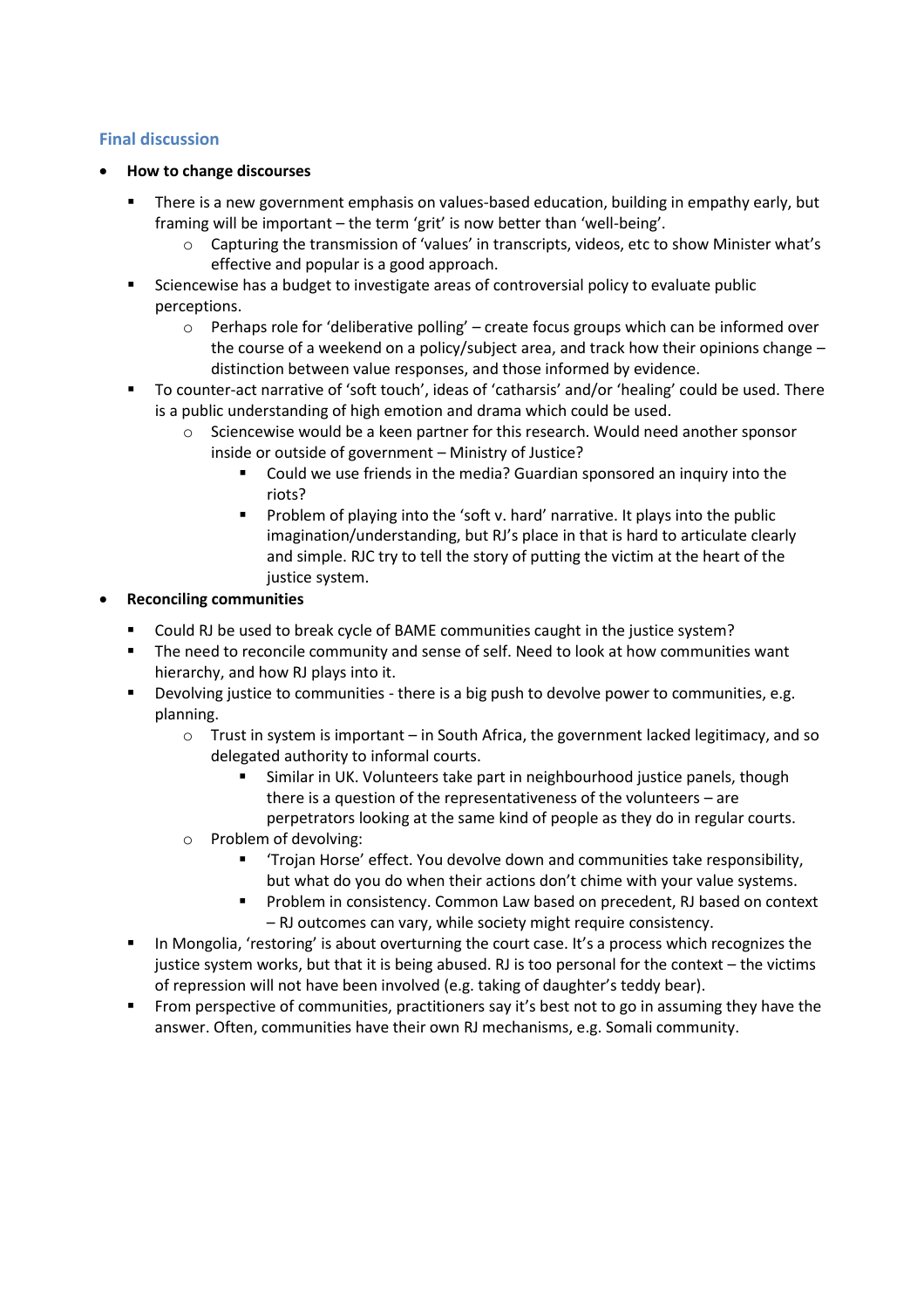### Final discussion

- **How to change discourses**
  - There is a new government emphasis on values-based education, building in empathy early, but framing will be important – the term 'grit' is now better than 'well-being'.
    - Capturing the transmission of 'values' in transcripts, videos, etc to show Minister what's effective and popular is a good approach.
  - Sciencewise has a budget to investigate areas of controversial policy to evaluate public perceptions.
    - Perhaps role for 'deliberative polling' – create focus groups which can be informed over the course of a weekend on a policy/subject area, and track how their opinions change – distinction between value responses, and those informed by evidence.
  - To counter-act narrative of 'soft touch', ideas of 'catharsis' and/or 'healing' could be used. There is a public understanding of high emotion and drama which could be used.
    - Sciencewise would be a keen partner for this research. Would need another sponsor inside or outside of government – Ministry of Justice?
      - Could we use friends in the media? Guardian sponsored an inquiry into the riots?
      - Problem of playing into the 'soft v. hard' narrative. It plays into the public imagination/understanding, but RJ's place in that is hard to articulate clearly and simple. RJC try to tell the story of putting the victim at the heart of the justice system.
- **Reconciling communities**
  - Could RJ be used to break cycle of BAME communities caught in the justice system?
  - The need to reconcile community and sense of self. Need to look at how communities want hierarchy, and how RJ plays into it.
  - Devolving justice to communities - there is a big push to devolve power to communities, e.g. planning.
    - Trust in system is important – in South Africa, the government lacked legitimacy, and so delegated authority to informal courts.
      - Similar in UK. Volunteers take part in neighbourhood justice panels, though there is a question of the representativeness of the volunteers – are perpetrators looking at the same kind of people as they do in regular courts.
    - Problem of devolving:
      - 'Trojan Horse' effect. You devolve down and communities take responsibility, but what do you do when their actions don't chime with your value systems.
      - Problem in consistency. Common Law based on precedent, RJ based on context – RJ outcomes can vary, while society might require consistency.
  - In Mongolia, 'restoring' is about overturning the court case. It's a process which recognizes the justice system works, but that it is being abused. RJ is too personal for the context – the victims of repression will not have been involved (e.g. taking of daughter's teddy bear).
  - From perspective of communities, practitioners say it's best not to go in assuming they have the answer. Often, communities have their own RJ mechanisms, e.g. Somali community.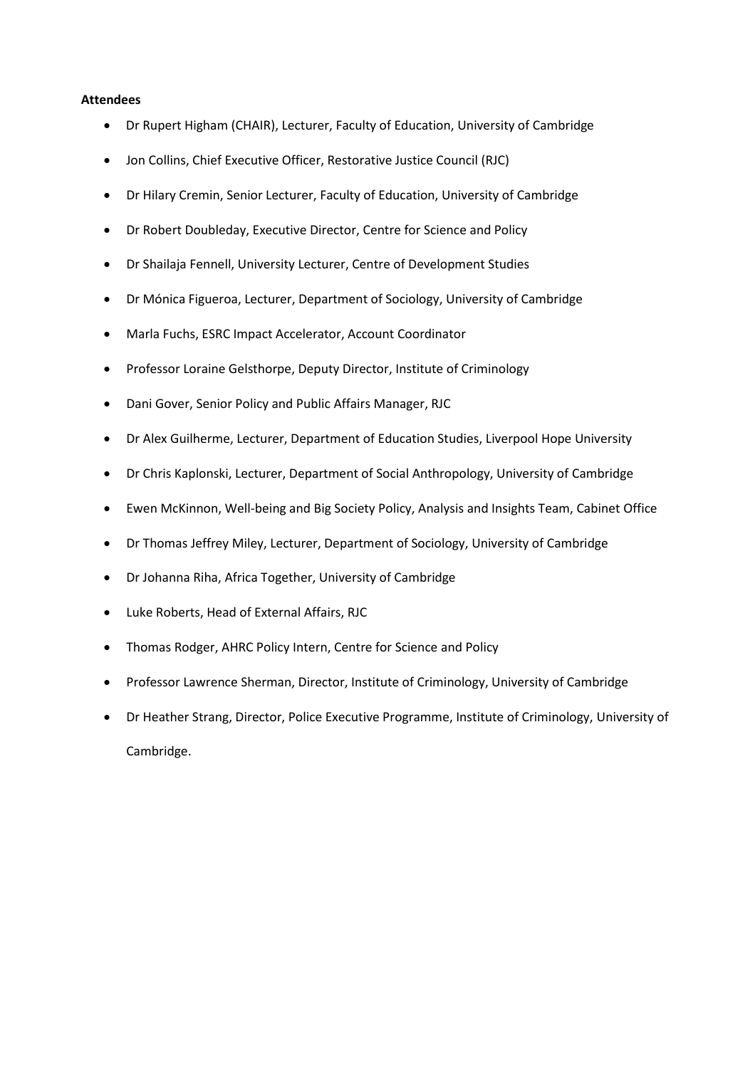**Attendees**

- Dr Rupert Higham (CHAIR), Lecturer, Faculty of Education, University of Cambridge
- Jon Collins, Chief Executive Officer, Restorative Justice Council (RJC)
- Dr Hilary Cremin, Senior Lecturer, Faculty of Education, University of Cambridge
- Dr Robert Doubleday, Executive Director, Centre for Science and Policy
- Dr Shailaja Fennell, University Lecturer, Centre of Development Studies
- Dr Mónica Figueroa, Lecturer, Department of Sociology, University of Cambridge
- Marla Fuchs, ESRC Impact Accelerator, Account Coordinator
- Professor Loraine Gelsthorpe, Deputy Director, Institute of Criminology
- Dani Gover, Senior Policy and Public Affairs Manager, RJC
- Dr Alex Guilherme, Lecturer, Department of Education Studies, Liverpool Hope University
- Dr Chris Kaplonski, Lecturer, Department of Social Anthropology, University of Cambridge
- Ewen McKinnon, Well-being and Big Society Policy, Analysis and Insights Team, Cabinet Office
- Dr Thomas Jeffrey Miley, Lecturer, Department of Sociology, University of Cambridge
- Dr Johanna Riha, Africa Together, University of Cambridge
- Luke Roberts, Head of External Affairs, RJC
- Thomas Rodger, AHRC Policy Intern, Centre for Science and Policy
- Professor Lawrence Sherman, Director, Institute of Criminology, University of Cambridge
- Dr Heather Strang, Director, Police Executive Programme, Institute of Criminology, University of Cambridge.